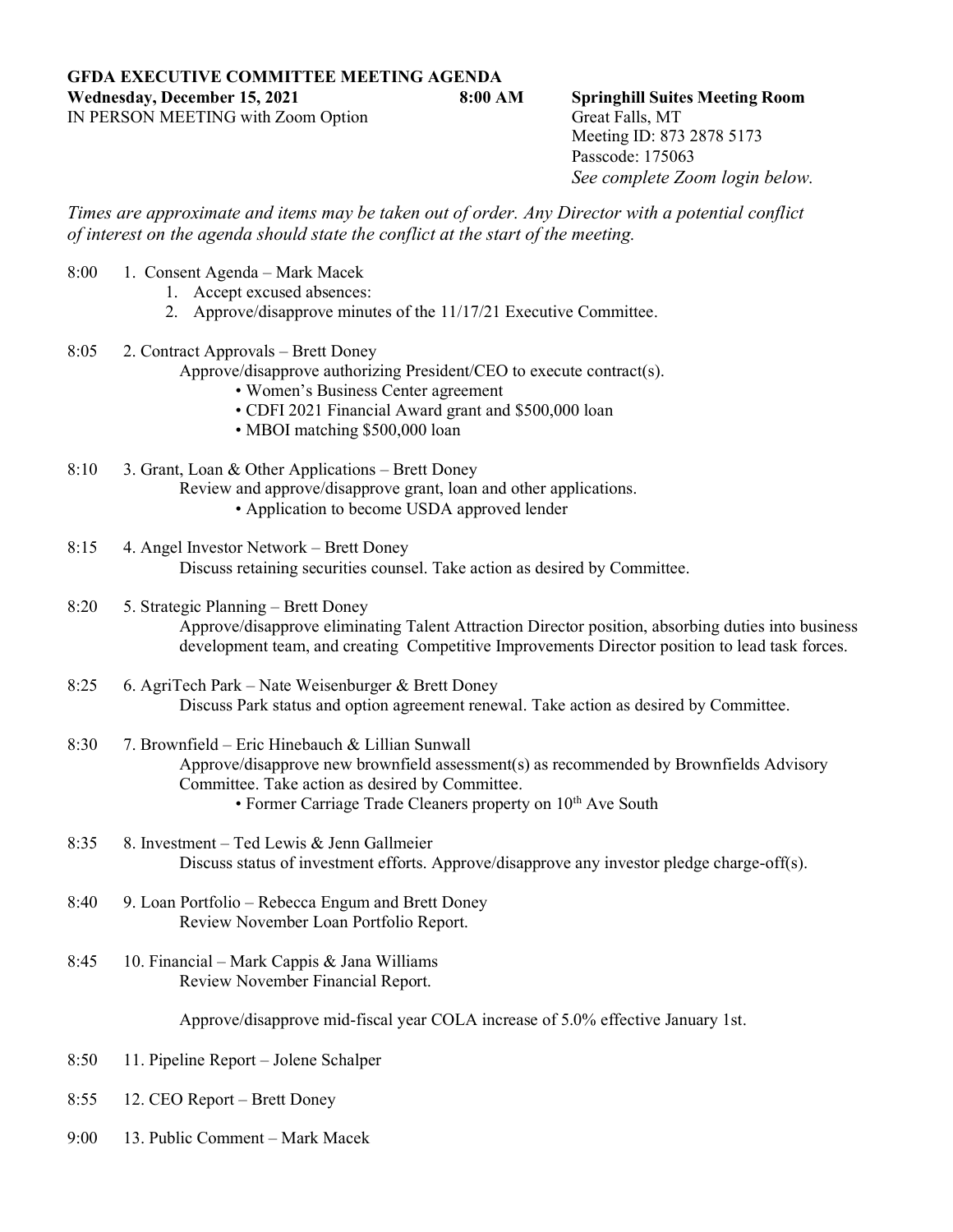**GFDA EXECUTIVE COMMITTEE MEETING AGENDA**

**Wednesday, December 15, 2021** **8:00 AM** **Springhill Suites Meeting Room**

IN PERSON MEETING with Zoom Option

Great Falls, MT
Meeting ID: 873 2878 5173
Passcode: 175063
*See complete Zoom login below.*

*Times are approximate and items may be taken out of order. Any Director with a potential conflict of interest on the agenda should state the conflict at the start of the meeting.*

8:00 1. Consent Agenda – Mark Macek

1. Accept excused absences:
2. Approve/disapprove minutes of the 11/17/21 Executive Committee.

8:05 2. Contract Approvals – Brett Doney

Approve/disapprove authorizing President/CEO to execute contract(s).

- Women's Business Center agreement
- CDFI 2021 Financial Award grant and $500,000 loan
- MBOI matching $500,000 loan

8:10 3. Grant, Loan & Other Applications – Brett Doney

Review and approve/disapprove grant, loan and other applications.

- Application to become USDA approved lender

8:15 4. Angel Investor Network – Brett Doney

Discuss retaining securities counsel. Take action as desired by Committee.

8:20 5. Strategic Planning – Brett Doney

Approve/disapprove eliminating Talent Attraction Director position, absorbing duties into business development team, and creating Competitive Improvements Director position to lead task forces.

8:25 6. AgriTech Park – Nate Weisenburger & Brett Doney

Discuss Park status and option agreement renewal. Take action as desired by Committee.

8:30 7. Brownfield – Eric Hinebauch & Lillian Sunwall

Approve/disapprove new brownfield assessment(s) as recommended by Brownfields Advisory Committee. Take action as desired by Committee.

- Former Carriage Trade Cleaners property on 10th Ave South

8:35 8. Investment – Ted Lewis & Jenn Gallmeier

Discuss status of investment efforts. Approve/disapprove any investor pledge charge-off(s).

8:40 9. Loan Portfolio – Rebecca Engum and Brett Doney

Review November Loan Portfolio Report.

8:45 10. Financial – Mark Cappis & Jana Williams

Review November Financial Report.

Approve/disapprove mid-fiscal year COLA increase of 5.0% effective January 1st.

8:50 11. Pipeline Report – Jolene Schalper

8:55 12. CEO Report – Brett Doney

9:00 13. Public Comment – Mark Macek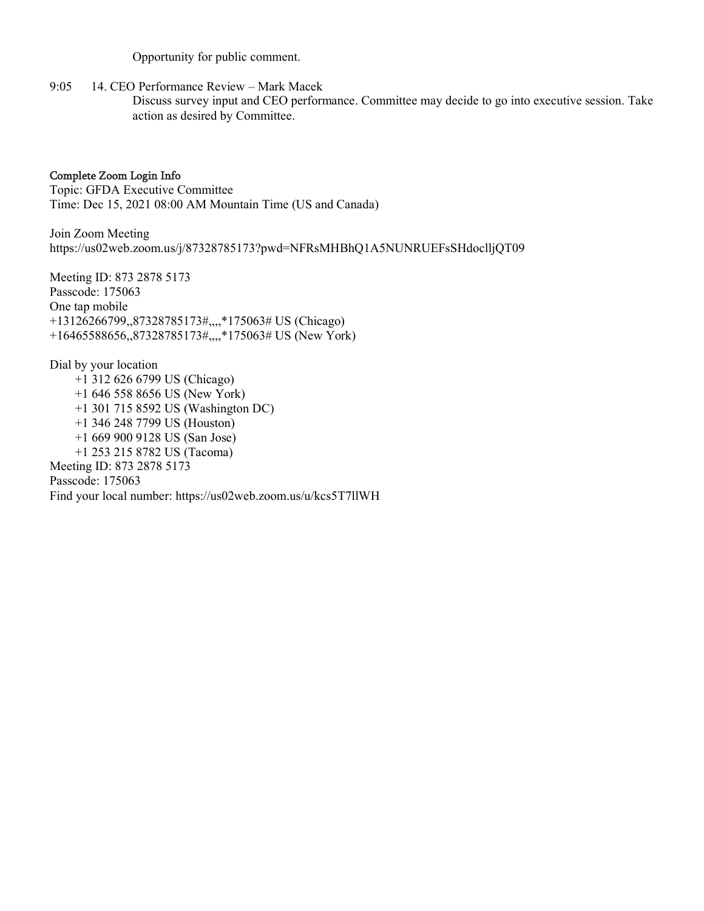Opportunity for public comment.

9:05 14. CEO Performance Review – Mark Macek

Discuss survey input and CEO performance. Committee may decide to go into executive session. Take action as desired by Committee.

**Complete Zoom Login Info**

Topic: GFDA Executive Committee
Time: Dec 15, 2021 08:00 AM Mountain Time (US and Canada)

Join Zoom Meeting
https://us02web.zoom.us/j/87328785173?pwd=NFRsMHBhQ1A5NUNRUEFsSHdoclljQT09

Meeting ID: 873 2878 5173
Passcode: 175063
One tap mobile
+13126266799,,87328785173#,,,,*175063# US (Chicago)
+16465588656,,87328785173#,,,,*175063# US (New York)

Dial by your location
+1 312 626 6799 US (Chicago)
+1 646 558 8656 US (New York)
+1 301 715 8592 US (Washington DC)
+1 346 248 7799 US (Houston)
+1 669 900 9128 US (San Jose)
+1 253 215 8782 US (Tacoma)
Meeting ID: 873 2878 5173
Passcode: 175063
Find your local number: https://us02web.zoom.us/u/kcs5T7llWH